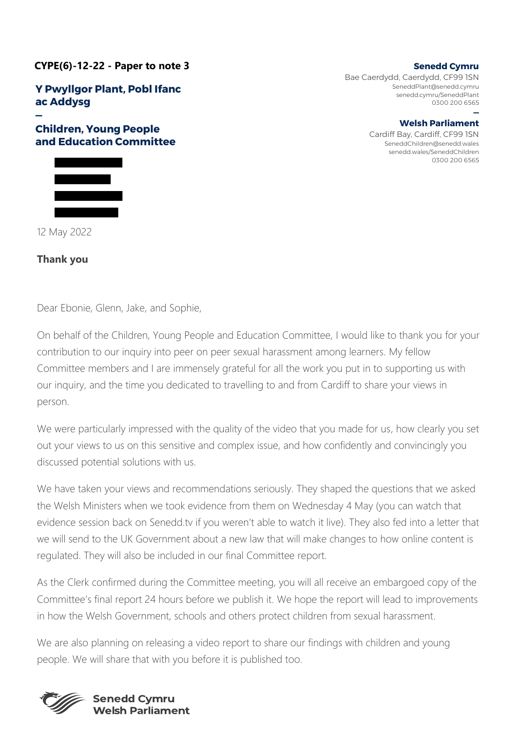**CYPE(6)-12-22 - Paper to note 3**

**Y Pwyllgor Plant, Pobl Ifanc ac Addysg**

—

**Children, Young People and Education Committee**

**Senedd Cymru**
Bae Caerdydd, Caerdydd, CF99 1SN
SeneddPlant@senedd.cymru
senedd.cymru/SeneddPlant
0300 200 6565

—

**Welsh Parliament**
Cardiff Bay, Cardiff, CF99 1SN
SeneddChildren@senedd.wales
senedd.wales/SeneddChildren
0300 200 6565

12 May 2022

**Thank you**

Dear Ebonie, Glenn, Jake, and Sophie,

On behalf of the Children, Young People and Education Committee, I would like to thank you for your contribution to our inquiry into peer on peer sexual harassment among learners. My fellow Committee members and I are immensely grateful for all the work you put in to supporting us with our inquiry, and the time you dedicated to travelling to and from Cardiff to share your views in person.

We were particularly impressed with the quality of the video that you made for us, how clearly you set out your views to us on this sensitive and complex issue, and how confidently and convincingly you discussed potential solutions with us.

We have taken your views and recommendations seriously. They shaped the questions that we asked the Welsh Ministers when we took evidence from them on Wednesday 4 May (you can watch that evidence session back on Senedd.tv if you weren't able to watch it live). They also fed into a letter that we will send to the UK Government about a new law that will make changes to how online content is regulated. They will also be included in our final Committee report.

As the Clerk confirmed during the Committee meeting, you will all receive an embargoed copy of the Committee's final report 24 hours before we publish it. We hope the report will lead to improvements in how the Welsh Government, schools and others protect children from sexual harassment.

We are also planning on releasing a video report to share our findings with children and young people. We will share that with you before it is published too.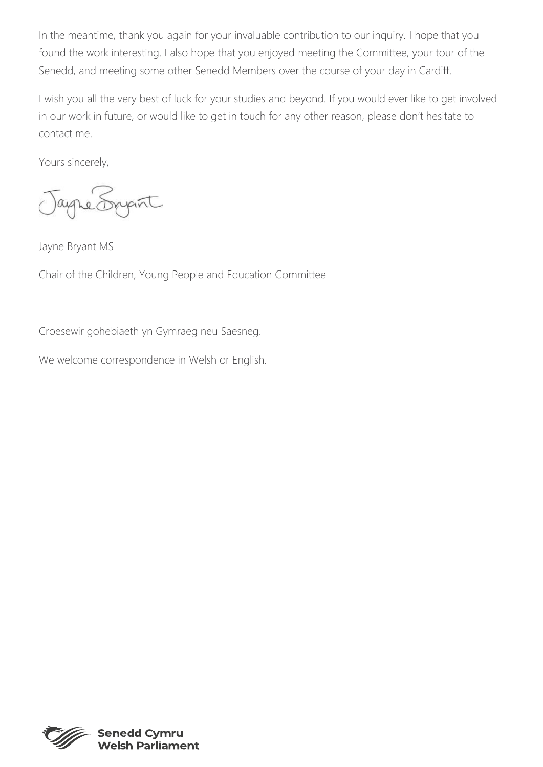In the meantime, thank you again for your invaluable contribution to our inquiry. I hope that you found the work interesting. I also hope that you enjoyed meeting the Committee, your tour of the Senedd, and meeting some other Senedd Members over the course of your day in Cardiff.

I wish you all the very best of luck for your studies and beyond. If you would ever like to get involved in our work in future, or would like to get in touch for any other reason, please don't hesitate to contact me.

Yours sincerely,

Jayne Bryant

Jayne Bryant MS

Chair of the Children, Young People and Education Committee

Croesewir gohebiaeth yn Gymraeg neu Saesneg.

We welcome correspondence in Welsh or English.

**Senedd Cymru**
**Welsh Parliament**